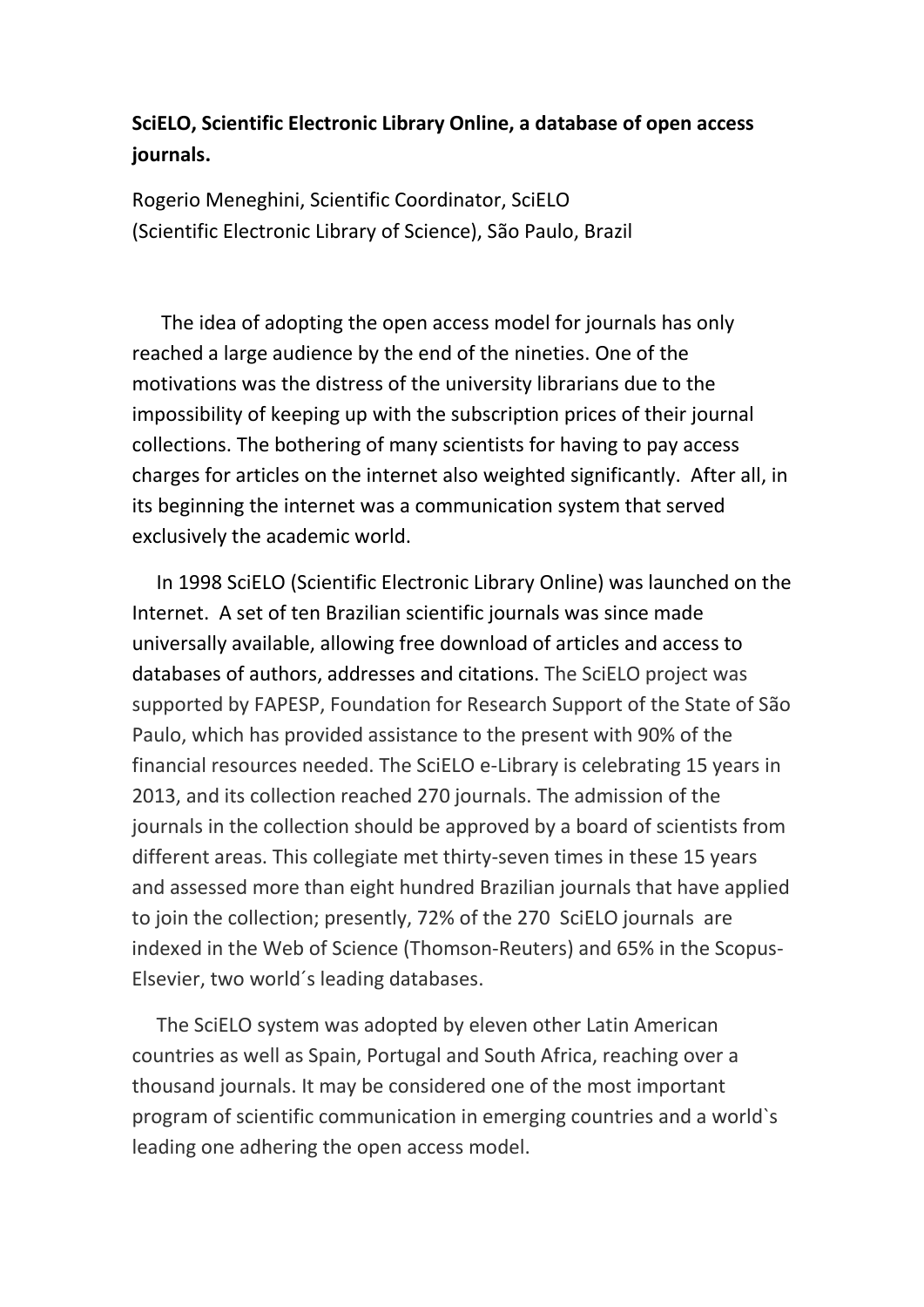**SciELO, Scientific Electronic Library Online, a database of open access journals.**

Rogerio Meneghini, Scientific Coordinator, SciELO
(Scientific Electronic Library of Science), São Paulo, Brazil

The idea of adopting the open access model for journals has only reached a large audience by the end of the nineties. One of the motivations was the distress of the university librarians due to the impossibility of keeping up with the subscription prices of their journal collections. The bothering of many scientists for having to pay access charges for articles on the internet also weighted significantly. After all, in its beginning the internet was a communication system that served exclusively the academic world.

In 1998 SciELO (Scientific Electronic Library Online) was launched on the Internet. A set of ten Brazilian scientific journals was since made universally available, allowing free download of articles and access to databases of authors, addresses and citations. The SciELO project was supported by FAPESP, Foundation for Research Support of the State of São Paulo, which has provided assistance to the present with 90% of the financial resources needed. The SciELO e-Library is celebrating 15 years in 2013, and its collection reached 270 journals. The admission of the journals in the collection should be approved by a board of scientists from different areas. This collegiate met thirty-seven times in these 15 years and assessed more than eight hundred Brazilian journals that have applied to join the collection; presently, 72% of the 270 SciELO journals are indexed in the Web of Science (Thomson-Reuters) and 65% in the Scopus-Elsevier, two world´s leading databases.

The SciELO system was adopted by eleven other Latin American countries as well as Spain, Portugal and South Africa, reaching over a thousand journals. It may be considered one of the most important program of scientific communication in emerging countries and a world`s leading one adhering the open access model.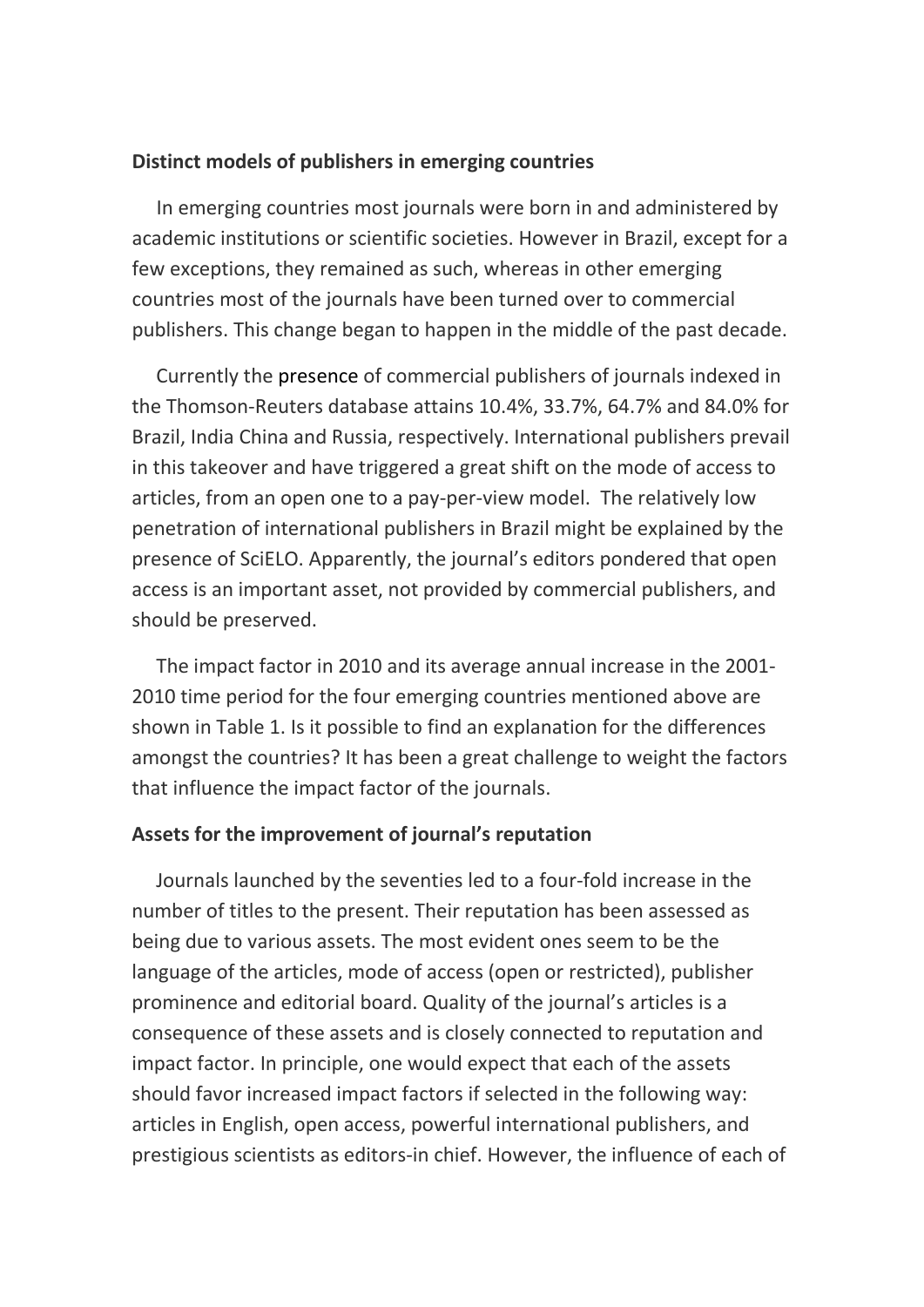**Distinct models of publishers in emerging countries**

In emerging countries most journals were born in and administered by academic institutions or scientific societies. However in Brazil, except for a few exceptions, they remained as such, whereas in other emerging countries most of the journals have been turned over to commercial publishers. This change began to happen in the middle of the past decade.

Currently the presence of commercial publishers of journals indexed in the Thomson-Reuters database attains 10.4%, 33.7%, 64.7% and 84.0% for Brazil, India China and Russia, respectively. International publishers prevail in this takeover and have triggered a great shift on the mode of access to articles, from an open one to a pay-per-view model. The relatively low penetration of international publishers in Brazil might be explained by the presence of SciELO. Apparently, the journal's editors pondered that open access is an important asset, not provided by commercial publishers, and should be preserved.

The impact factor in 2010 and its average annual increase in the 2001-2010 time period for the four emerging countries mentioned above are shown in Table 1. Is it possible to find an explanation for the differences amongst the countries? It has been a great challenge to weight the factors that influence the impact factor of the journals.

**Assets for the improvement of journal's reputation**

Journals launched by the seventies led to a four-fold increase in the number of titles to the present. Their reputation has been assessed as being due to various assets. The most evident ones seem to be the language of the articles, mode of access (open or restricted), publisher prominence and editorial board. Quality of the journal's articles is a consequence of these assets and is closely connected to reputation and impact factor. In principle, one would expect that each of the assets should favor increased impact factors if selected in the following way: articles in English, open access, powerful international publishers, and prestigious scientists as editors-in chief. However, the influence of each of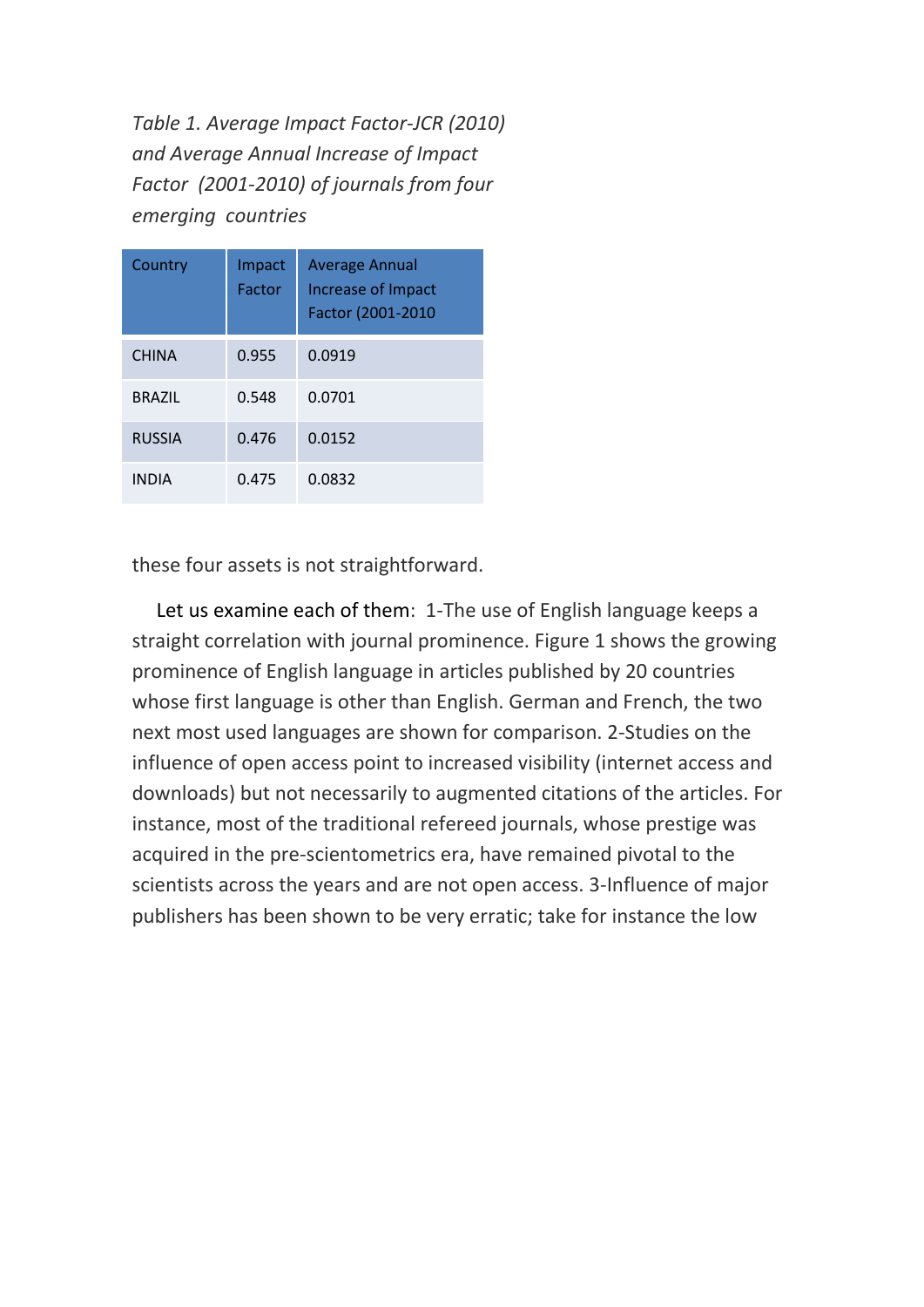*Table 1. Average Impact Factor-JCR (2010) and Average Annual Increase of Impact Factor (2001-2010) of journals from four emerging countries*

| Country | Impact Factor | Average Annual Increase of Impact Factor (2001-2010 |
|---|---|---|
| CHINA | 0.955 | 0.0919 |
| BRAZIL | 0.548 | 0.0701 |
| RUSSIA | 0.476 | 0.0152 |
| INDIA | 0.475 | 0.0832 |

these four assets is not straightforward.

Let us examine each of them: 1-The use of English language keeps a straight correlation with journal prominence. Figure 1 shows the growing prominence of English language in articles published by 20 countries whose first language is other than English. German and French, the two next most used languages are shown for comparison. 2-Studies on the influence of open access point to increased visibility (internet access and downloads) but not necessarily to augmented citations of the articles. For instance, most of the traditional refereed journals, whose prestige was acquired in the pre-scientometrics era, have remained pivotal to the scientists across the years and are not open access. 3-Influence of major publishers has been shown to be very erratic; take for instance the low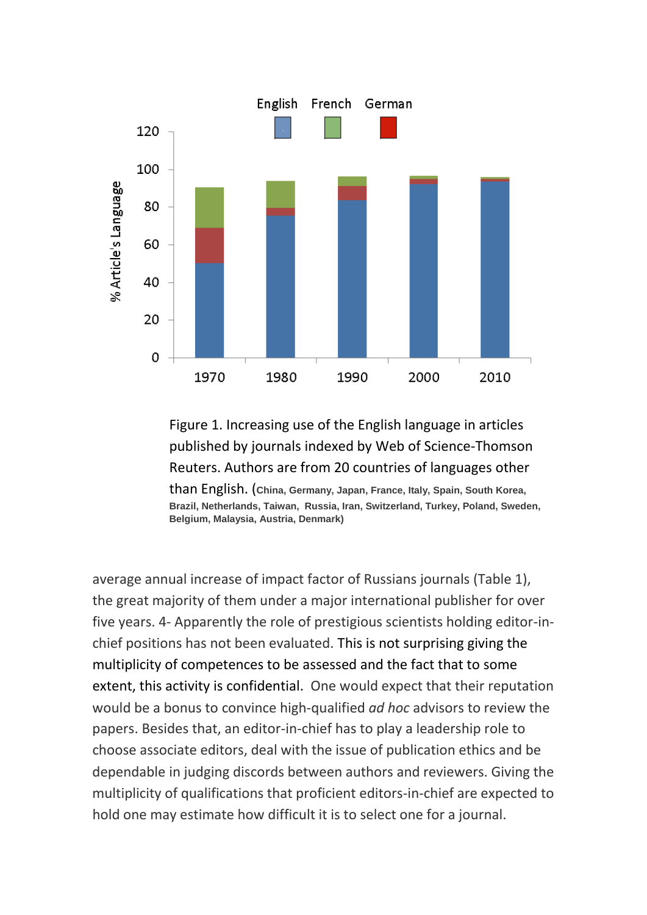Figure 1. Increasing use of the English language in articles published by journals indexed by Web of Science-Thomson Reuters. Authors are from 20 countries of languages other than English. (**China, Germany, Japan, France, Italy, Spain, South Korea, Brazil, Netherlands, Taiwan, Russia, Iran, Switzerland, Turkey, Poland, Sweden, Belgium, Malaysia, Austria, Denmark)**

average annual increase of impact factor of Russians journals (Table 1), the great majority of them under a major international publisher for over five years. 4- Apparently the role of prestigious scientists holding editor-in-chief positions has not been evaluated. This is not surprising giving the multiplicity of competences to be assessed and the fact that to some extent, this activity is confidential. One would expect that their reputation would be a bonus to convince high-qualified *ad hoc* advisors to review the papers. Besides that, an editor-in-chief has to play a leadership role to choose associate editors, deal with the issue of publication ethics and be dependable in judging discords between authors and reviewers. Giving the multiplicity of qualifications that proficient editors-in-chief are expected to hold one may estimate how difficult it is to select one for a journal.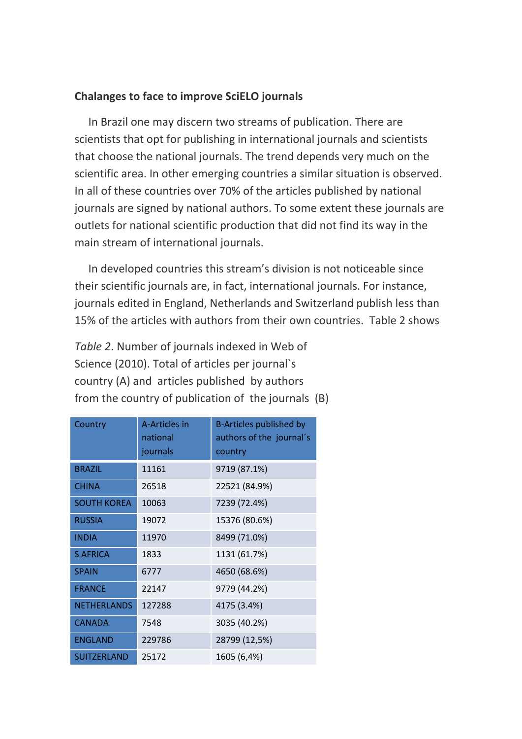**Chalanges to face to improve SciELO journals**

In Brazil one may discern two streams of publication. There are scientists that opt for publishing in international journals and scientists that choose the national journals. The trend depends very much on the scientific area. In other emerging countries a similar situation is observed. In all of these countries over 70% of the articles published by national journals are signed by national authors. To some extent these journals are outlets for national scientific production that did not find its way in the main stream of international journals.

In developed countries this stream's division is not noticeable since their scientific journals are, in fact, international journals. For instance, journals edited in England, Netherlands and Switzerland publish less than 15% of the articles with authors from their own countries. Table 2 shows

*Table 2*. Number of journals indexed in Web of Science (2010). Total of articles per journal`s country (A) and articles published by authors from the country of publication of the journals (B)

| Country | A-Articles in national journals | B-Articles published by authors of the journal´s country |
|---|---|---|
| BRAZIL | 11161 | 9719 (87.1%) |
| CHINA | 26518 | 22521 (84.9%) |
| SOUTH KOREA | 10063 | 7239 (72.4%) |
| RUSSIA | 19072 | 15376 (80.6%) |
| INDIA | 11970 | 8499 (71.0%) |
| S AFRICA | 1833 | 1131 (61.7%) |
| SPAIN | 6777 | 4650 (68.6%) |
| FRANCE | 22147 | 9779 (44.2%) |
| NETHERLANDS | 127288 | 4175 (3.4%) |
| CANADA | 7548 | 3035 (40.2%) |
| ENGLAND | 229786 | 28799 (12,5%) |
| SUITZERLAND | 25172 | 1605 (6,4%) |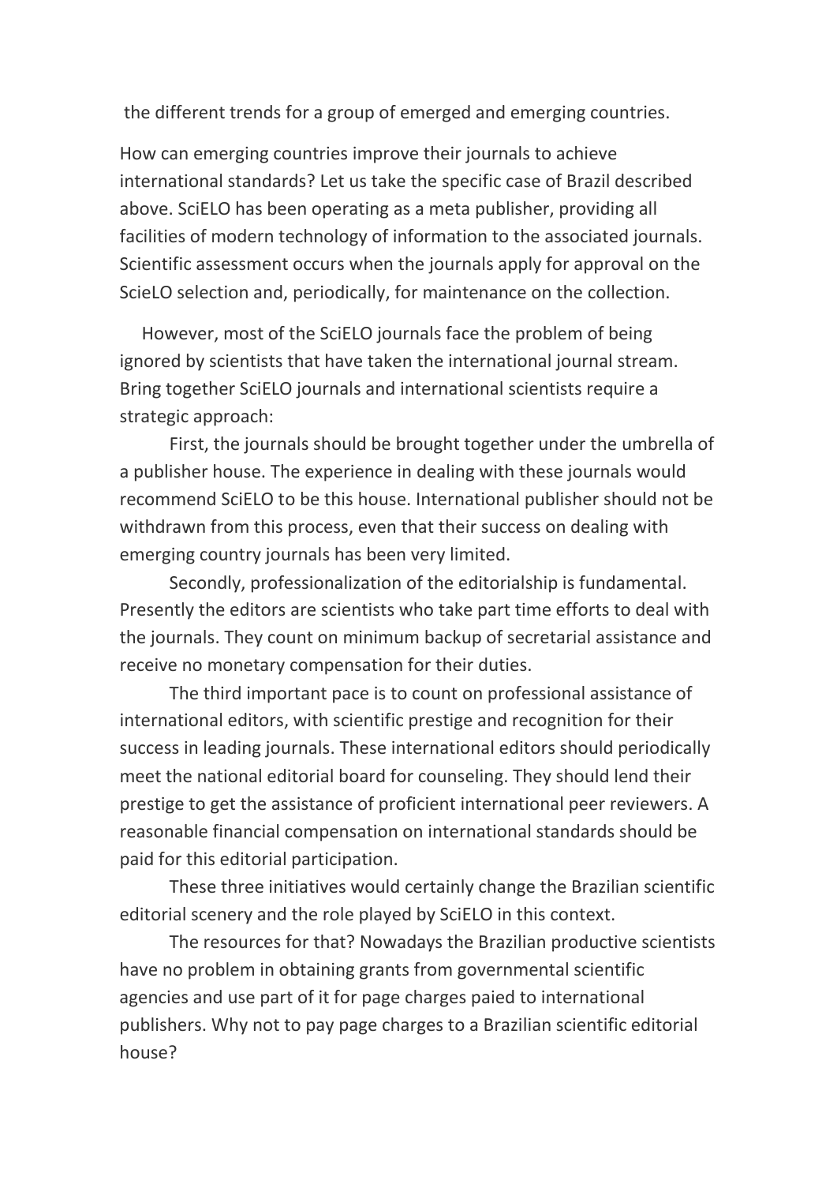the different trends for a group of emerged and emerging countries.

How can emerging countries improve their journals to achieve international standards? Let us take the specific case of Brazil described above. SciELO has been operating as a meta publisher, providing all facilities of modern technology of information to the associated journals. Scientific assessment occurs when the journals apply for approval on the ScieLO selection and, periodically, for maintenance on the collection.

However, most of the SciELO journals face the problem of being ignored by scientists that have taken the international journal stream. Bring together SciELO journals and international scientists require a strategic approach:

First, the journals should be brought together under the umbrella of a publisher house. The experience in dealing with these journals would recommend SciELO to be this house. International publisher should not be withdrawn from this process, even that their success on dealing with emerging country journals has been very limited.

Secondly, professionalization of the editorialship is fundamental. Presently the editors are scientists who take part time efforts to deal with the journals. They count on minimum backup of secretarial assistance and receive no monetary compensation for their duties.

The third important pace is to count on professional assistance of international editors, with scientific prestige and recognition for their success in leading journals. These international editors should periodically meet the national editorial board for counseling. They should lend their prestige to get the assistance of proficient international peer reviewers. A reasonable financial compensation on international standards should be paid for this editorial participation.

These three initiatives would certainly change the Brazilian scientific editorial scenery and the role played by SciELO in this context.

The resources for that? Nowadays the Brazilian productive scientists have no problem in obtaining grants from governmental scientific agencies and use part of it for page charges paied to international publishers. Why not to pay page charges to a Brazilian scientific editorial house?